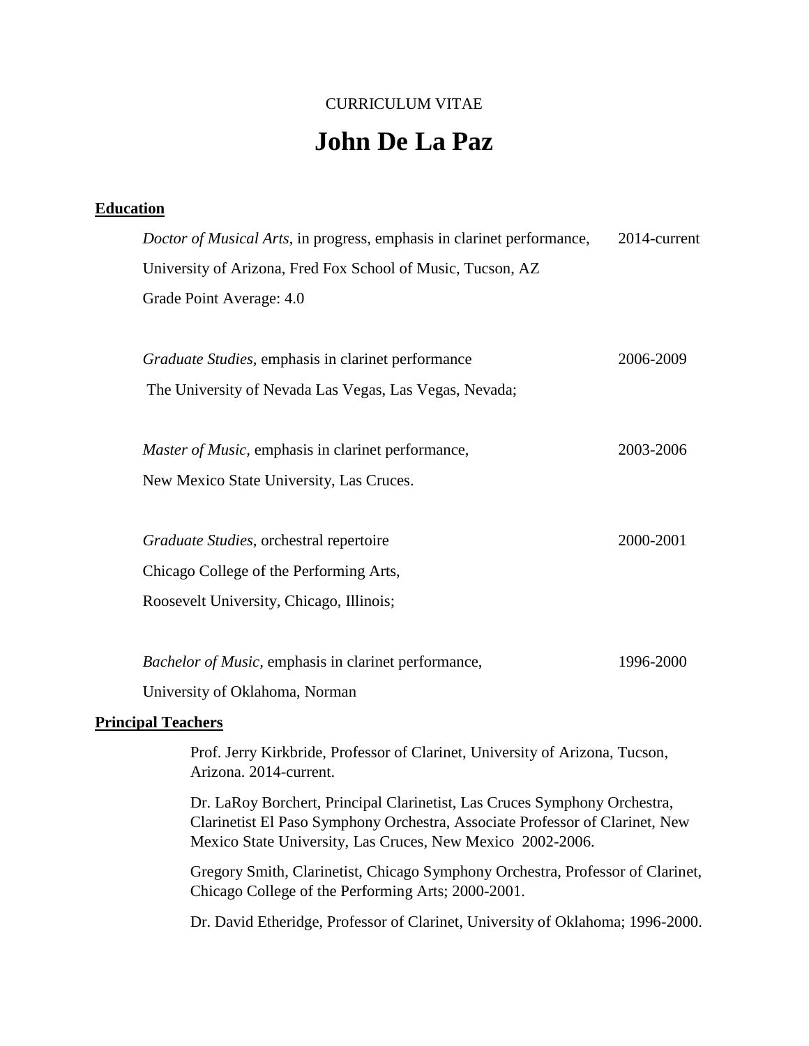CURRICULUM VITAE

# John De La Paz

## Education

*Doctor of Musical Arts,* in progress, emphasis in clarinet performance, 2014-current
University of Arizona, Fred Fox School of Music, Tucson, AZ
Grade Point Average: 4.0

*Graduate Studies,* emphasis in clarinet performance 2006-2009
The University of Nevada Las Vegas, Las Vegas, Nevada;

*Master of Music,* emphasis in clarinet performance, 2003-2006
New Mexico State University, Las Cruces.

*Graduate Studies*, orchestral repertoire 2000-2001
Chicago College of the Performing Arts,
Roosevelt University, Chicago, Illinois;

*Bachelor of Music,* emphasis in clarinet performance, 1996-2000
University of Oklahoma, Norman

## Principal Teachers

Prof. Jerry Kirkbride, Professor of Clarinet, University of Arizona, Tucson, Arizona. 2014-current.

Dr. LaRoy Borchert, Principal Clarinetist, Las Cruces Symphony Orchestra, Clarinetist El Paso Symphony Orchestra, Associate Professor of Clarinet, New Mexico State University, Las Cruces, New Mexico 2002-2006.

Gregory Smith, Clarinetist, Chicago Symphony Orchestra, Professor of Clarinet, Chicago College of the Performing Arts; 2000-2001.

Dr. David Etheridge, Professor of Clarinet, University of Oklahoma; 1996-2000.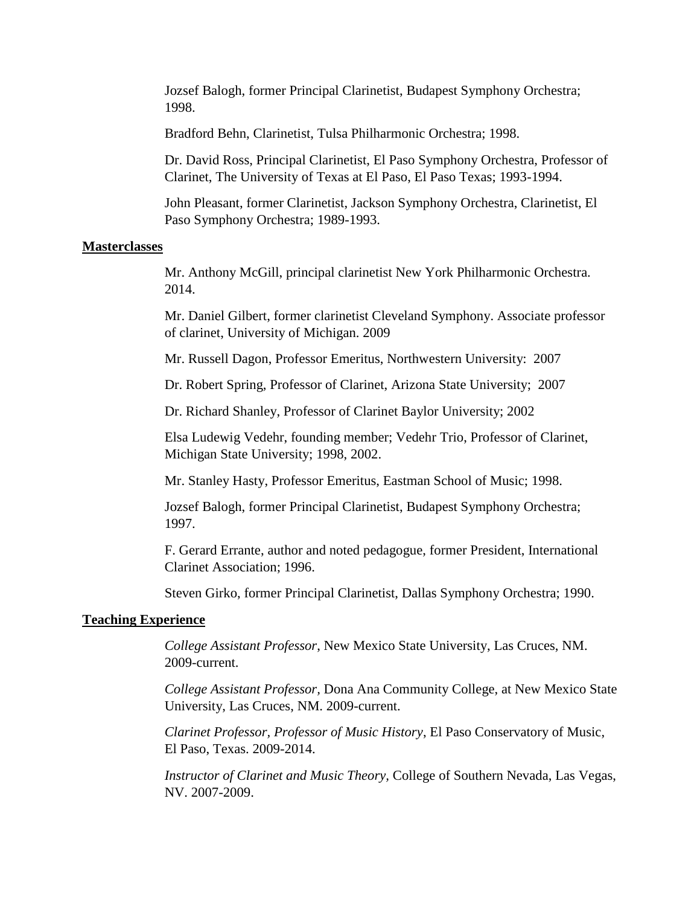Jozsef Balogh, former Principal Clarinetist, Budapest Symphony Orchestra; 1998.

Bradford Behn, Clarinetist, Tulsa Philharmonic Orchestra; 1998.

Dr. David Ross, Principal Clarinetist, El Paso Symphony Orchestra, Professor of Clarinet, The University of Texas at El Paso, El Paso Texas; 1993-1994.

John Pleasant, former Clarinetist, Jackson Symphony Orchestra, Clarinetist, El Paso Symphony Orchestra; 1989-1993.

## Masterclasses

Mr. Anthony McGill, principal clarinetist New York Philharmonic Orchestra. 2014.

Mr. Daniel Gilbert, former clarinetist Cleveland Symphony. Associate professor of clarinet, University of Michigan. 2009

Mr. Russell Dagon, Professor Emeritus, Northwestern University: 2007

Dr. Robert Spring, Professor of Clarinet, Arizona State University; 2007

Dr. Richard Shanley, Professor of Clarinet Baylor University; 2002

Elsa Ludewig Vedehr, founding member; Vedehr Trio, Professor of Clarinet, Michigan State University; 1998, 2002.

Mr. Stanley Hasty, Professor Emeritus, Eastman School of Music; 1998.

Jozsef Balogh, former Principal Clarinetist, Budapest Symphony Orchestra; 1997.

F. Gerard Errante, author and noted pedagogue, former President, International Clarinet Association; 1996.

Steven Girko, former Principal Clarinetist, Dallas Symphony Orchestra; 1990.

## Teaching Experience

*College Assistant Professor*, New Mexico State University, Las Cruces, NM. 2009-current.

*College Assistant Professor*, Dona Ana Community College, at New Mexico State University, Las Cruces, NM. 2009-current.

*Clarinet Professor, Professor of Music History*, El Paso Conservatory of Music, El Paso, Texas. 2009-2014.

*Instructor of Clarinet and Music Theory*, College of Southern Nevada, Las Vegas, NV. 2007-2009.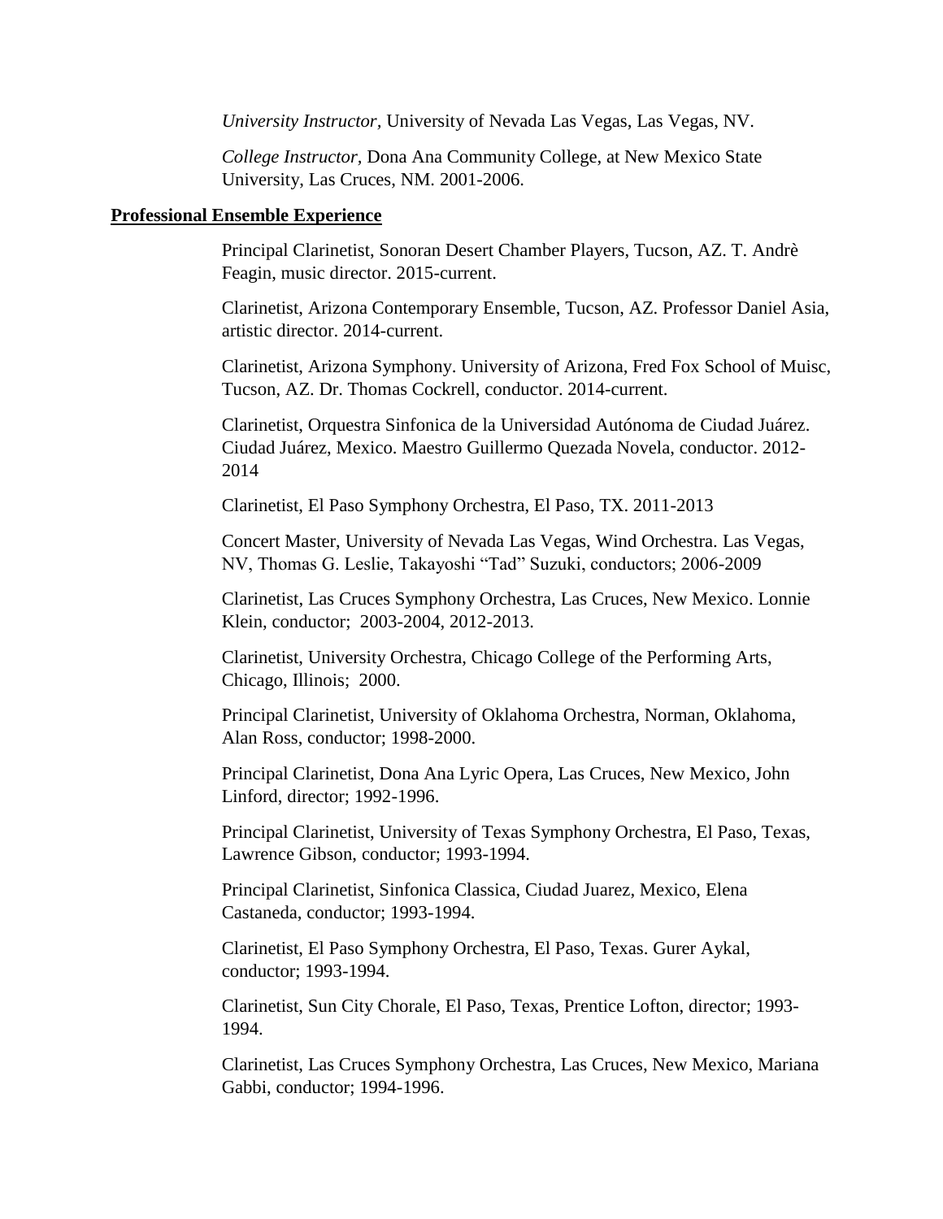*University Instructor,* University of Nevada Las Vegas, Las Vegas, NV.

*College Instructor,* Dona Ana Community College, at New Mexico State University, Las Cruces, NM. 2001-2006.

## Professional Ensemble Experience

Principal Clarinetist, Sonoran Desert Chamber Players, Tucson, AZ. T. Andrè Feagin, music director. 2015-current.

Clarinetist, Arizona Contemporary Ensemble, Tucson, AZ. Professor Daniel Asia, artistic director. 2014-current.

Clarinetist, Arizona Symphony. University of Arizona, Fred Fox School of Muisc, Tucson, AZ. Dr. Thomas Cockrell, conductor. 2014-current.

Clarinetist, Orquestra Sinfonica de la Universidad Autónoma de Ciudad Juárez. Ciudad Juárez, Mexico. Maestro Guillermo Quezada Novela, conductor. 2012-2014

Clarinetist, El Paso Symphony Orchestra, El Paso, TX. 2011-2013

Concert Master, University of Nevada Las Vegas, Wind Orchestra. Las Vegas, NV, Thomas G. Leslie, Takayoshi "Tad" Suzuki, conductors; 2006-2009

Clarinetist, Las Cruces Symphony Orchestra, Las Cruces, New Mexico. Lonnie Klein, conductor; 2003-2004, 2012-2013.

Clarinetist, University Orchestra, Chicago College of the Performing Arts, Chicago, Illinois; 2000.

Principal Clarinetist, University of Oklahoma Orchestra, Norman, Oklahoma, Alan Ross, conductor; 1998-2000.

Principal Clarinetist, Dona Ana Lyric Opera, Las Cruces, New Mexico, John Linford, director; 1992-1996.

Principal Clarinetist, University of Texas Symphony Orchestra, El Paso, Texas, Lawrence Gibson, conductor; 1993-1994.

Principal Clarinetist, Sinfonica Classica, Ciudad Juarez, Mexico, Elena Castaneda, conductor; 1993-1994.

Clarinetist, El Paso Symphony Orchestra, El Paso, Texas. Gurer Aykal, conductor; 1993-1994.

Clarinetist, Sun City Chorale, El Paso, Texas, Prentice Lofton, director; 1993-1994.

Clarinetist, Las Cruces Symphony Orchestra, Las Cruces, New Mexico, Mariana Gabbi, conductor; 1994-1996.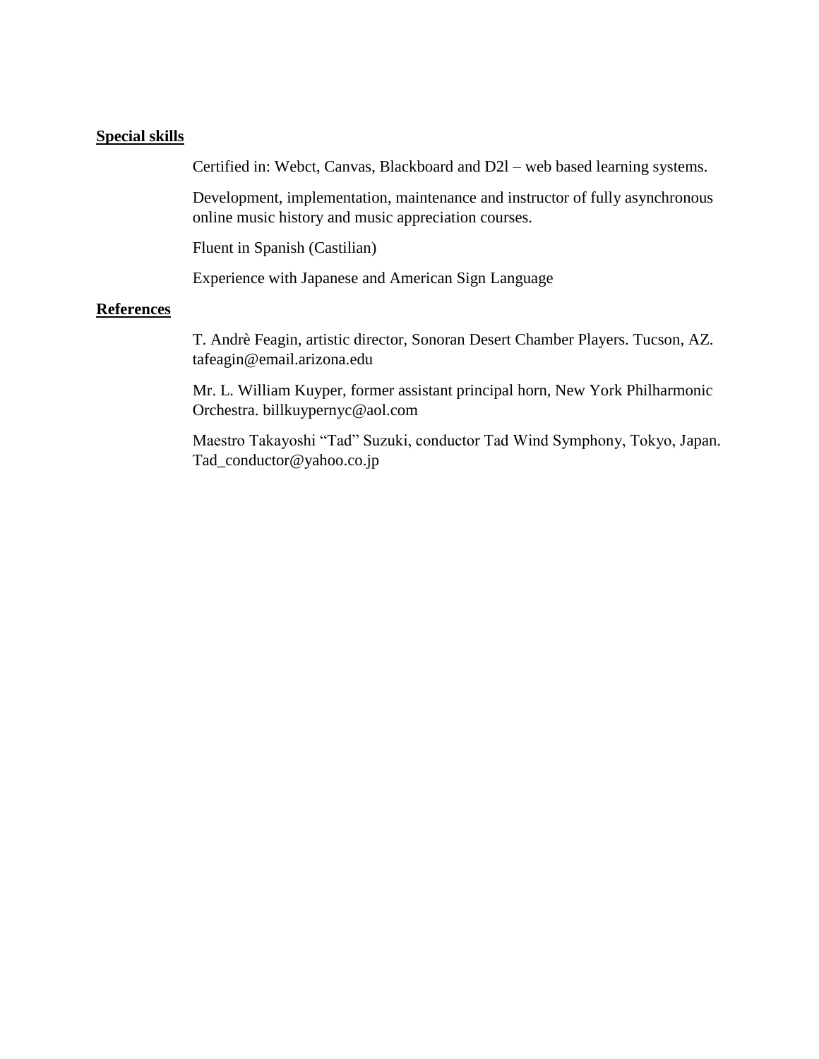**Special skills**

Certified in: Webct, Canvas, Blackboard and D2l – web based learning systems.

Development, implementation, maintenance and instructor of fully asynchronous online music history and music appreciation courses.

Fluent in Spanish (Castilian)

Experience with Japanese and American Sign Language

**References**

T. Andrè Feagin, artistic director, Sonoran Desert Chamber Players. Tucson, AZ. tafeagin@email.arizona.edu

Mr. L. William Kuyper, former assistant principal horn, New York Philharmonic Orchestra. billkuypernyc@aol.com

Maestro Takayoshi "Tad" Suzuki, conductor Tad Wind Symphony, Tokyo, Japan. Tad_conductor@yahoo.co.jp